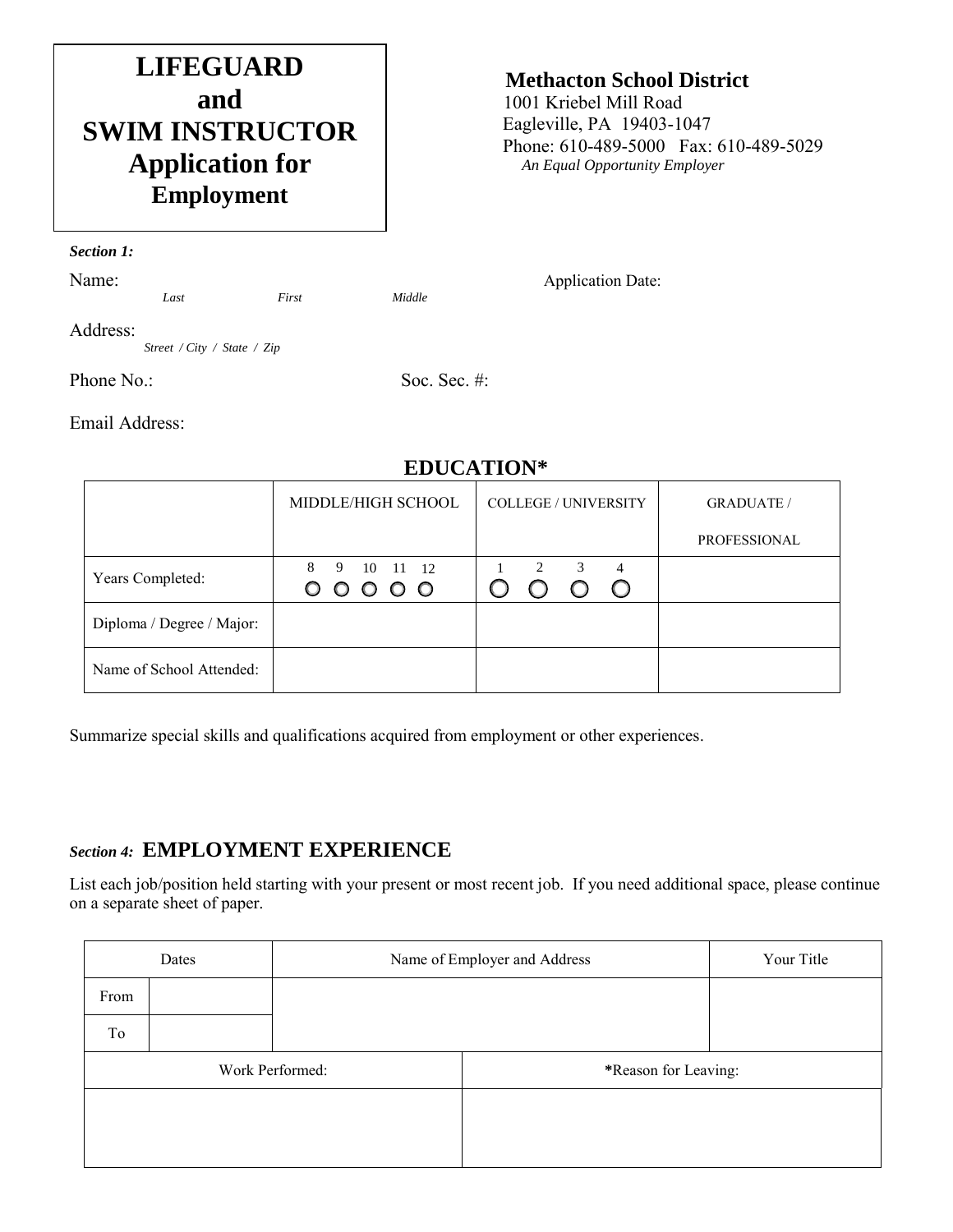# LIFEGUARD and SWIM INSTRUCTOR Application for Employment

**Methacton School District**
1001 Kriebel Mill Road
Eagleville, PA 19403-1047
Phone: 610-489-5000 Fax: 610-489-5029
*An Equal Opportunity Employer*

***Section 1:***

Name: *Last* *First* *Middle* Application Date:

Address: *Street / City / State / Zip*

Phone No.: Soc. Sec. #:

Email Address:

## EDUCATION*

| | MIDDLE/HIGH SCHOOL | COLLEGE / UNIVERSITY | GRADUATE / PROFESSIONAL |
|---|---|---|---|
| Years Completed: | 8 ○ 9 ○ 10 ○ 11 ○ 12 ○ | 1 ○ 2 ○ 3 ○ 4 ○ | |
| Diploma / Degree / Major: | | | |
| Name of School Attended: | | | |

Summarize special skills and qualifications acquired from employment or other experiences.

## *Section 4:* EMPLOYMENT EXPERIENCE

List each job/position held starting with your present or most recent job. If you need additional space, please continue on a separate sheet of paper.

| Dates | | Name of Employer and Address | Your Title |
|---|---|---|---|
| From | | | |
| To | | | |

| Work Performed: | *Reason for Leaving: |
|---|---|
| | |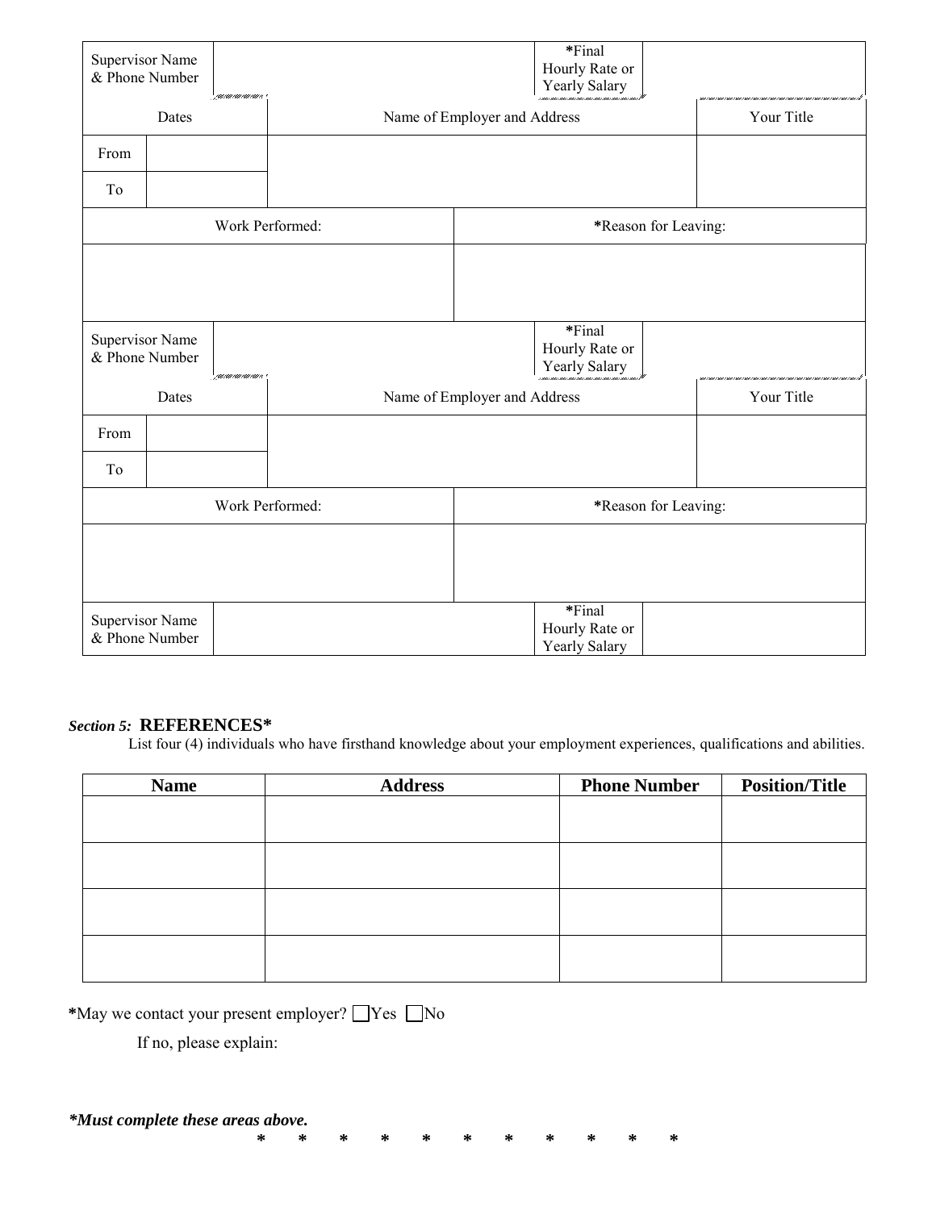| Supervisor Name & Phone Number | | *Final Hourly Rate or Yearly Salary | |
|---|---|---|---|

| Dates | | Name of Employer and Address | Your Title |
|---|---|---|---|
| From | | | |
| To | | | |

| Work Performed: | *Reason for Leaving: |
|---|---|
| | |

| Supervisor Name & Phone Number | | *Final Hourly Rate or Yearly Salary | |
|---|---|---|---|

| Dates | | Name of Employer and Address | Your Title |
|---|---|---|---|
| From | | | |
| To | | | |

| Work Performed: | *Reason for Leaving: |
|---|---|
| | |

| Supervisor Name & Phone Number | | *Final Hourly Rate or Yearly Salary | |
|---|---|---|---|

***Section 5:*** **REFERENCES***

List four (4) individuals who have firsthand knowledge about your employment experiences, qualifications and abilities.

| Name | Address | Phone Number | Position/Title |
|---|---|---|---|
| | | | |
| | | | |
| | | | |
| | | | |

*May we contact your present employer? ☐Yes ☐No

If no, please explain:

***Must complete these areas above.**

\* \* \* \* \* \* \* \* \* \* \*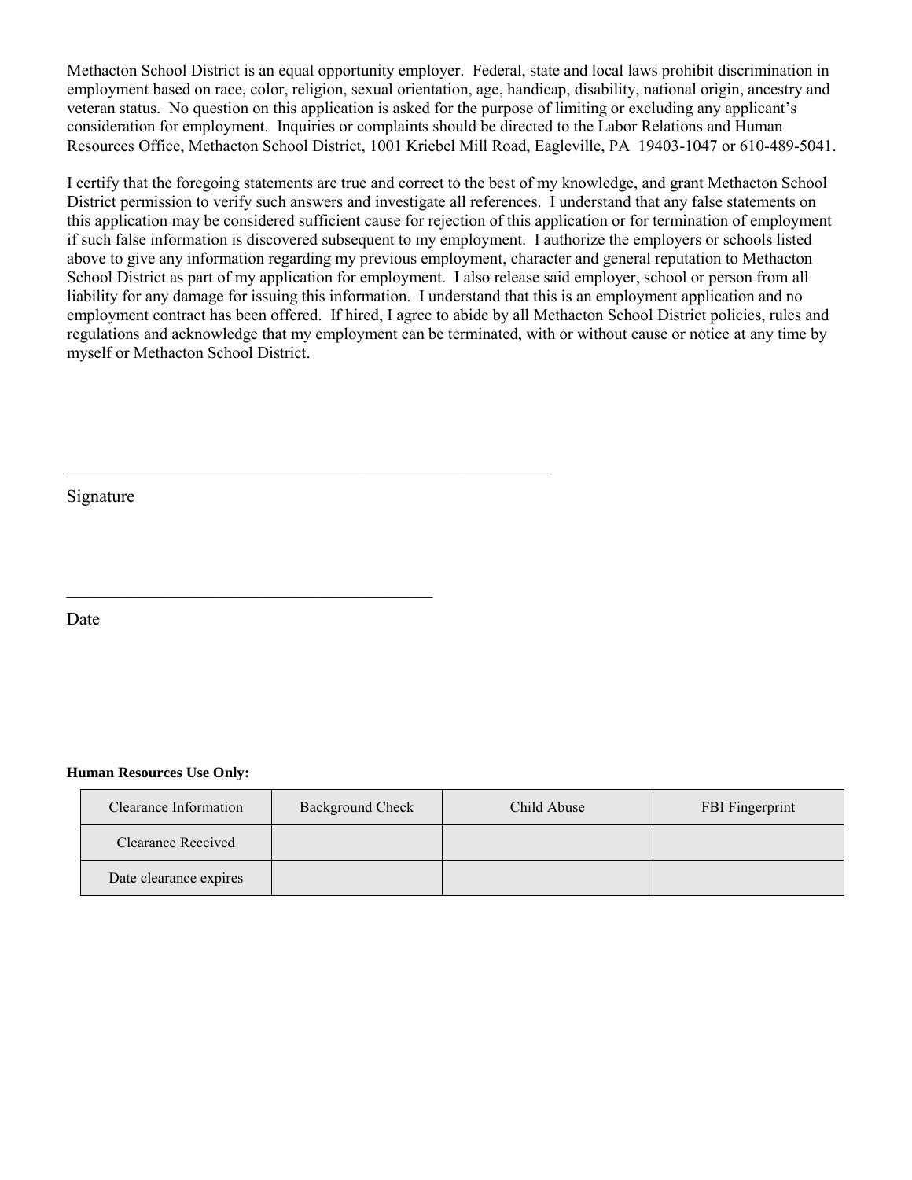Methacton School District is an equal opportunity employer. Federal, state and local laws prohibit discrimination in employment based on race, color, religion, sexual orientation, age, handicap, disability, national origin, ancestry and veteran status. No question on this application is asked for the purpose of limiting or excluding any applicant's consideration for employment. Inquiries or complaints should be directed to the Labor Relations and Human Resources Office, Methacton School District, 1001 Kriebel Mill Road, Eagleville, PA 19403-1047 or 610-489-5041.

I certify that the foregoing statements are true and correct to the best of my knowledge, and grant Methacton School District permission to verify such answers and investigate all references. I understand that any false statements on this application may be considered sufficient cause for rejection of this application or for termination of employment if such false information is discovered subsequent to my employment. I authorize the employers or schools listed above to give any information regarding my previous employment, character and general reputation to Methacton School District as part of my application for employment. I also release said employer, school or person from all liability for any damage for issuing this information. I understand that this is an employment application and no employment contract has been offered. If hired, I agree to abide by all Methacton School District policies, rules and regulations and acknowledge that my employment can be terminated, with or without cause or notice at any time by myself or Methacton School District.

______________________________________________________

Signature

_________________________________________

Date

**Human Resources Use Only:**

| Clearance Information | Background Check | Child Abuse | FBI Fingerprint |
|---|---|---|---|
| Clearance Received | | | |
| Date clearance expires | | | |